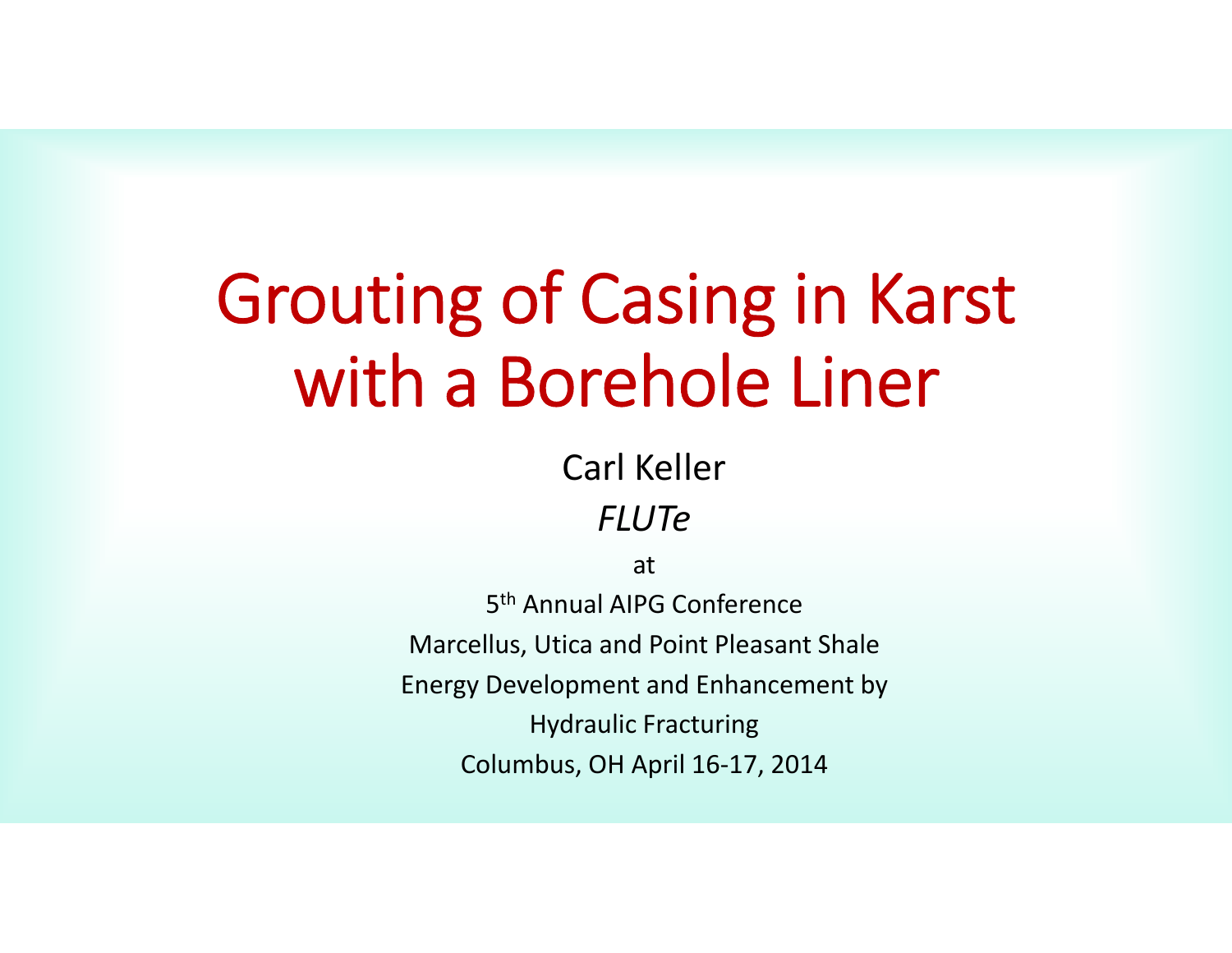# Grouting of Casing in Karst with a Borehole Liner

Carl Keller

*FLUTe*

at

5th Annual AIPG Conference

Marcellus, Utica and Point Pleasant Shale

Energy Development and Enhancement by

Hydraulic Fracturing

Columbus, OH April 16-17, 2014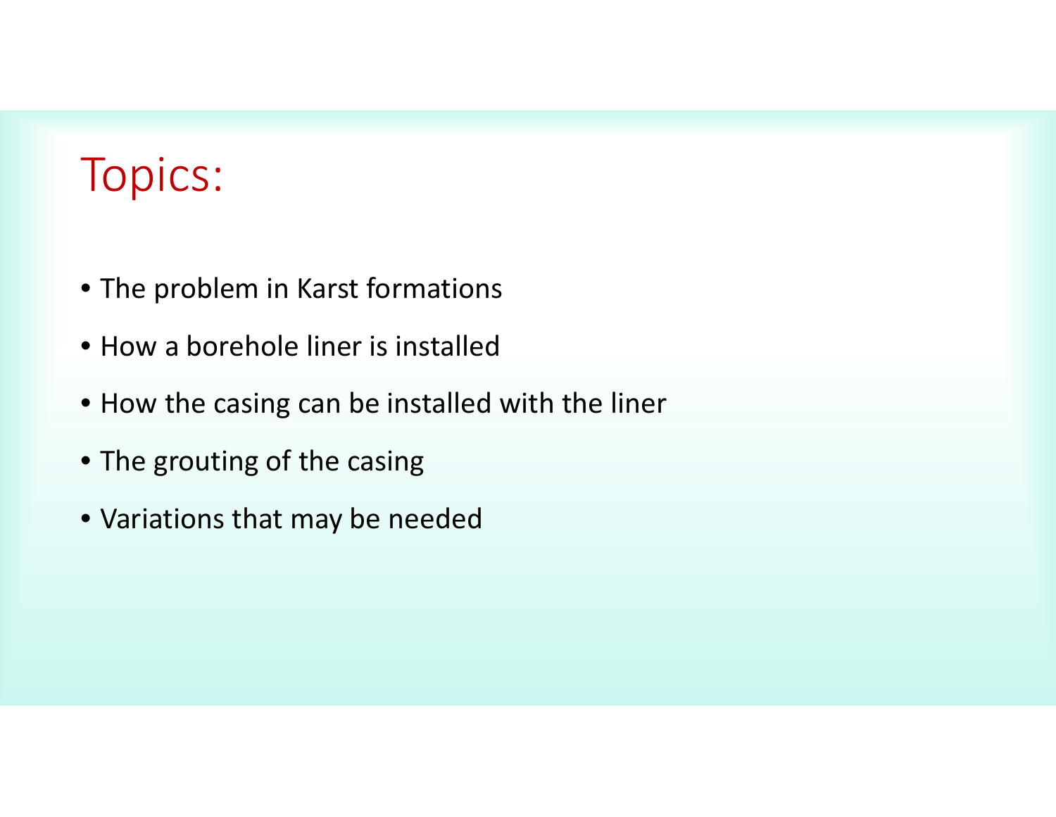# Topics:

- The problem in Karst formations
- How a borehole liner is installed
- How the casing can be installed with the liner
- The grouting of the casing
- Variations that may be needed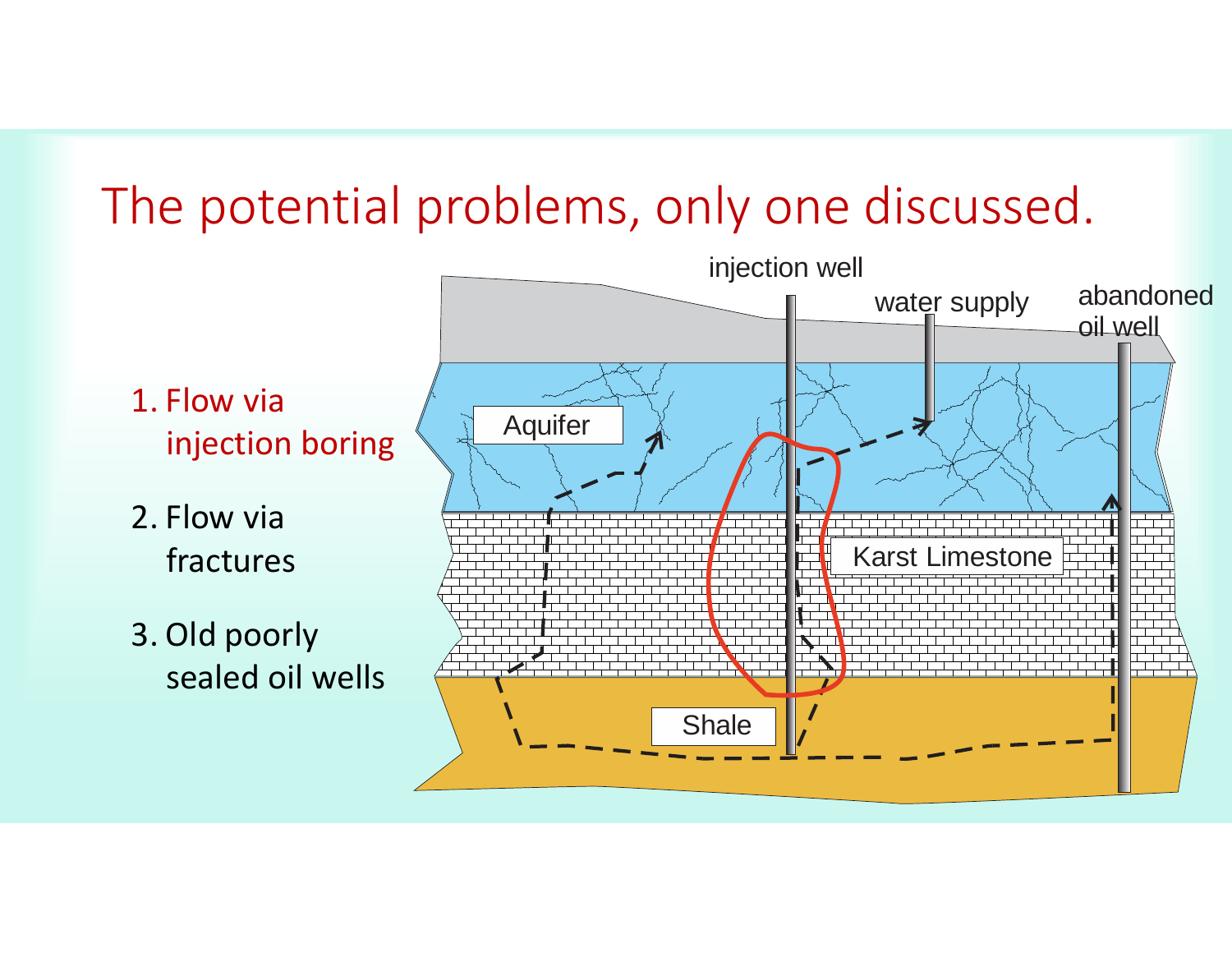# The potential problems, only one discussed.

1. Flow via injection boring
2. Flow via fractures
3. Old poorly sealed oil wells

injection well

water supply

abandoned oil well

Aquifer

Karst Limestone

Shale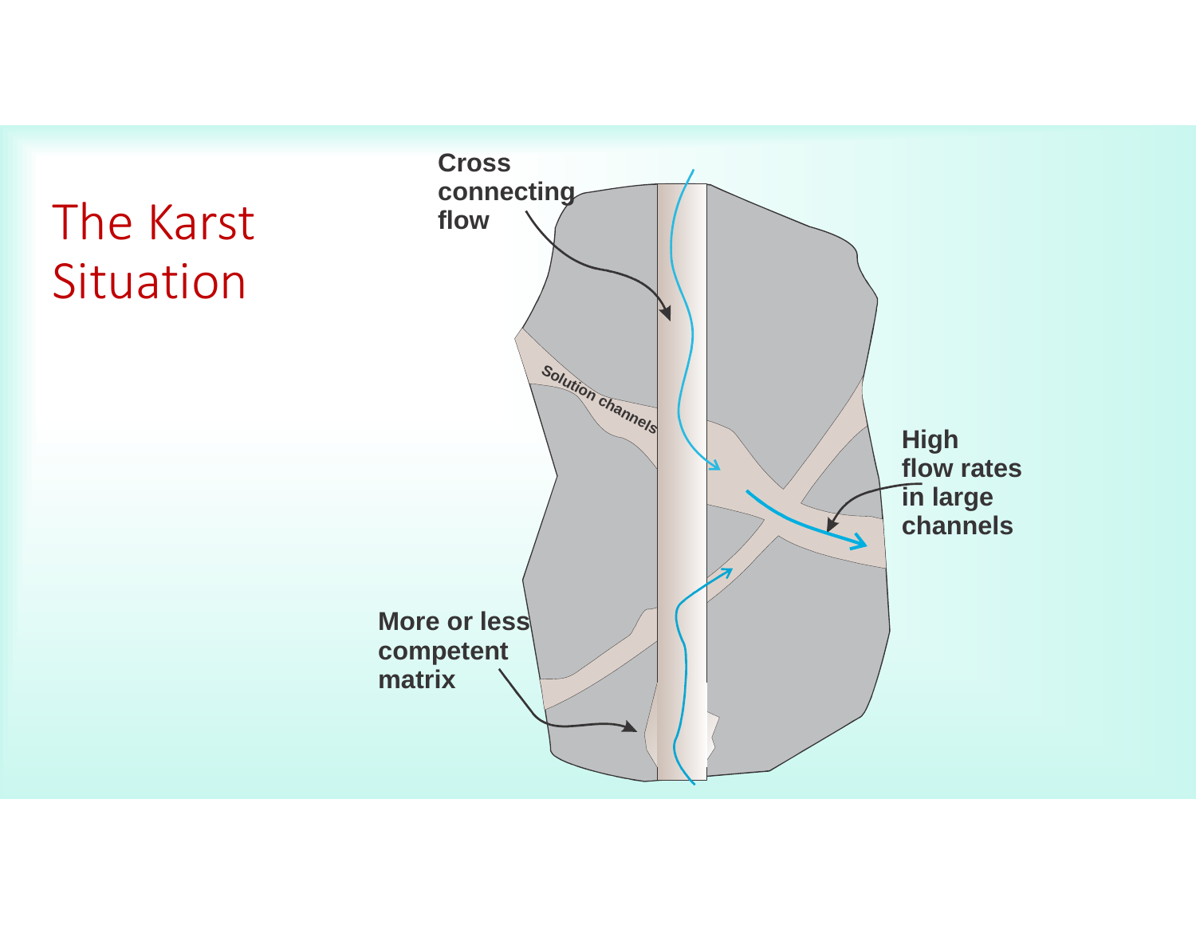# The Karst Situation

Cross connecting flow

Solution channels

High flow rates in large channels

More or less competent matrix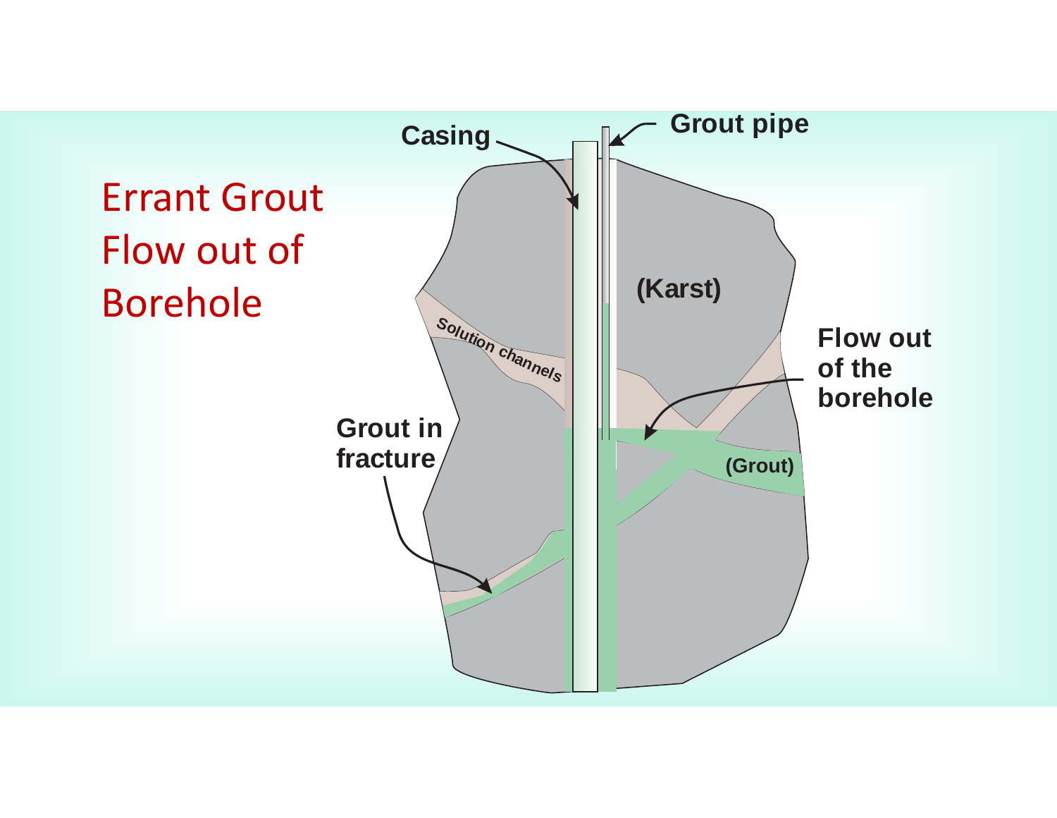# Errant Grout Flow out of Borehole

Casing

Grout pipe

(Karst)

Solution channels

Flow out of the borehole

Grout in fracture

(Grout)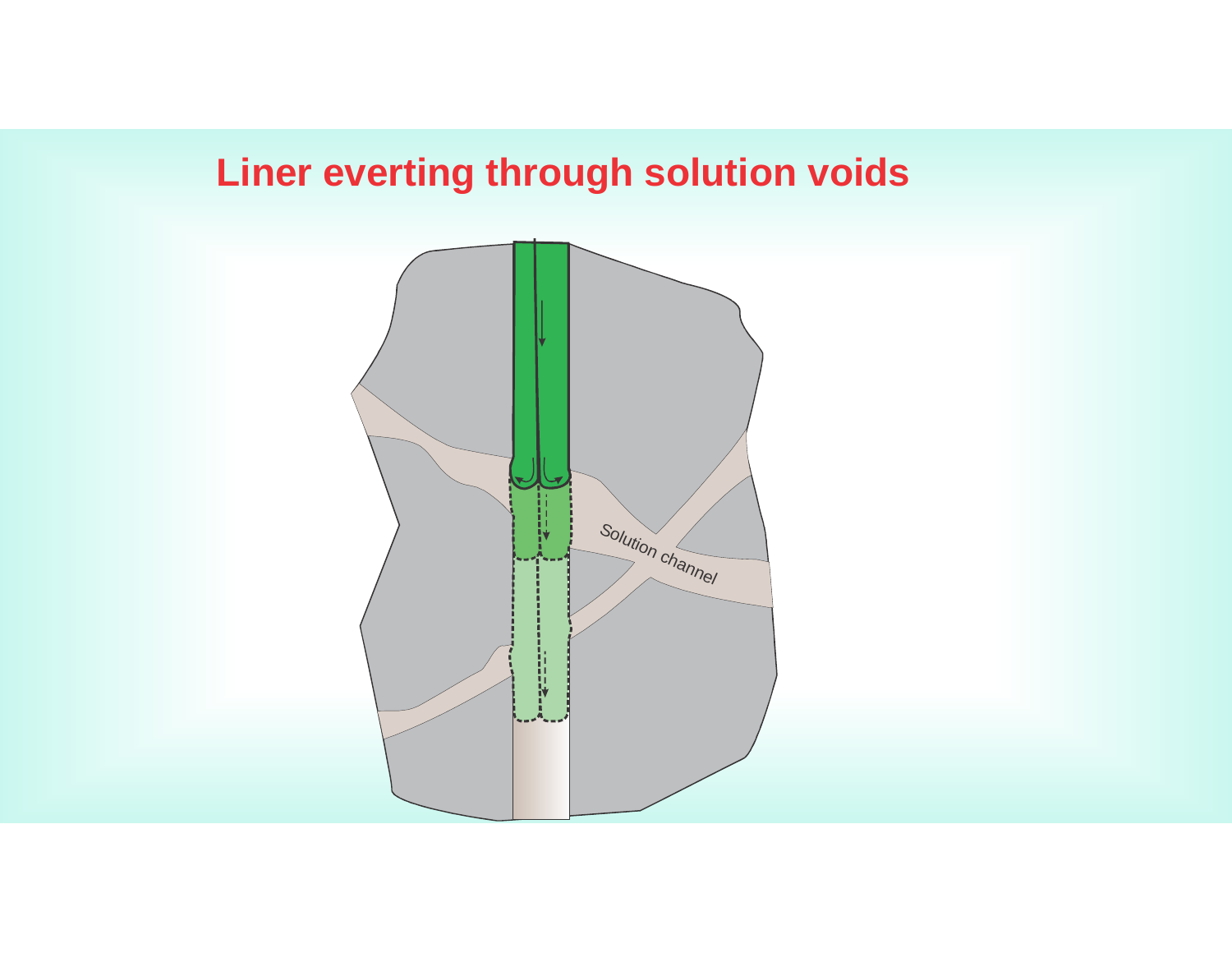# Liner everting through solution voids

Solution channel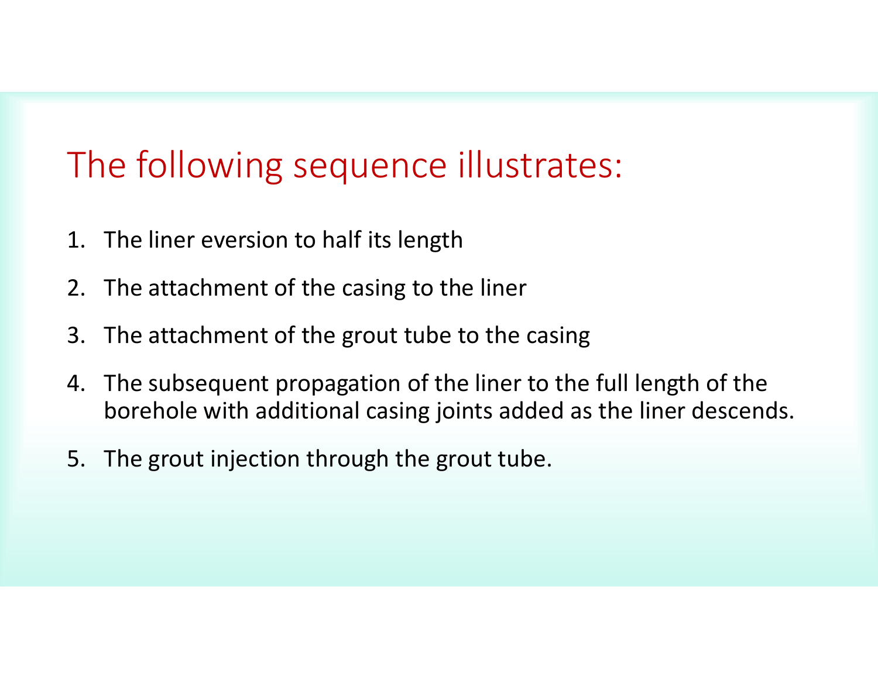# The following sequence illustrates:

1. The liner eversion to half its length
2. The attachment of the casing to the liner
3. The attachment of the grout tube to the casing
4. The subsequent propagation of the liner to the full length of the borehole with additional casing joints added as the liner descends.
5. The grout injection through the grout tube.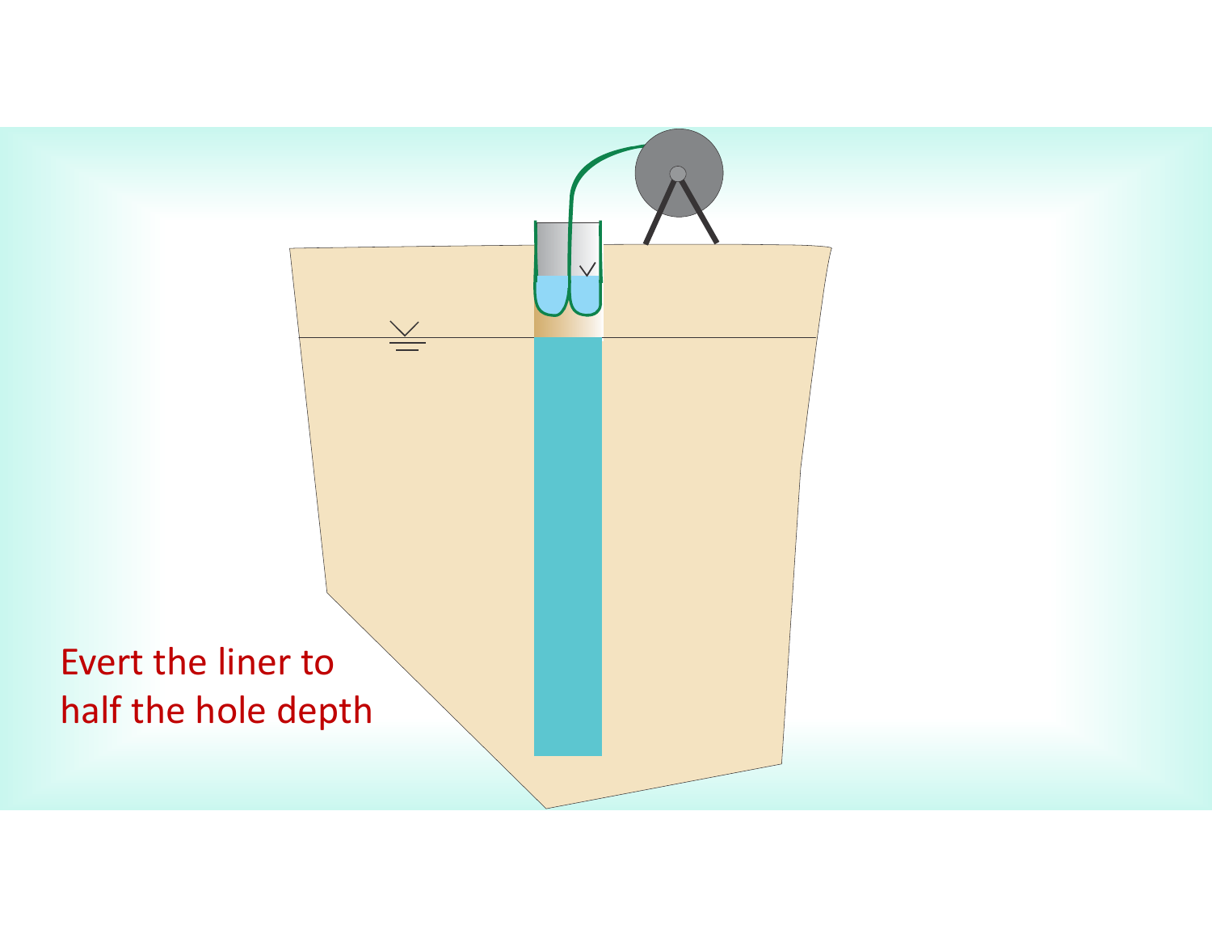Evert the liner to half the hole depth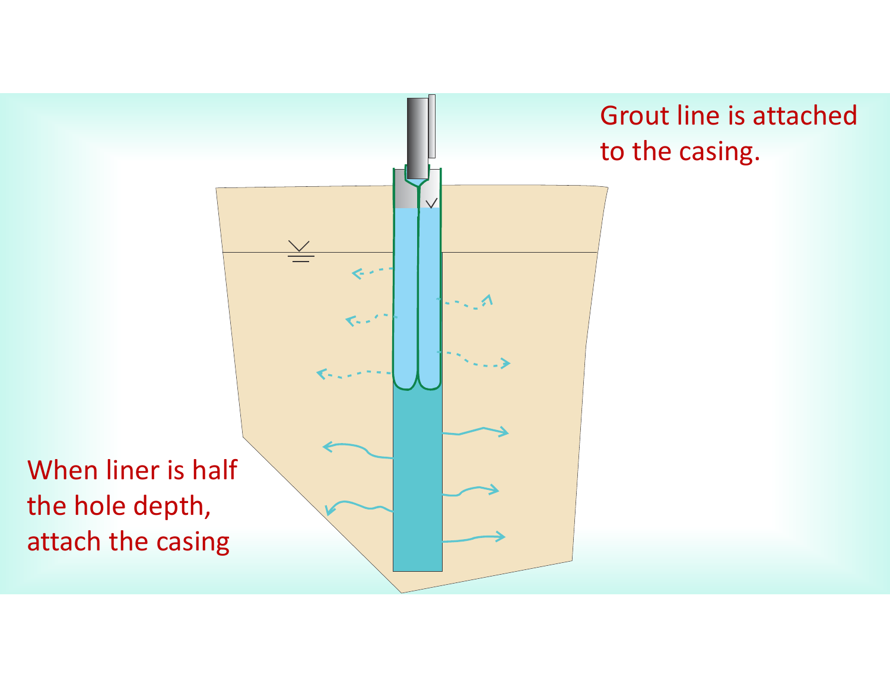Grout line is attached to the casing.

When liner is half the hole depth, attach the casing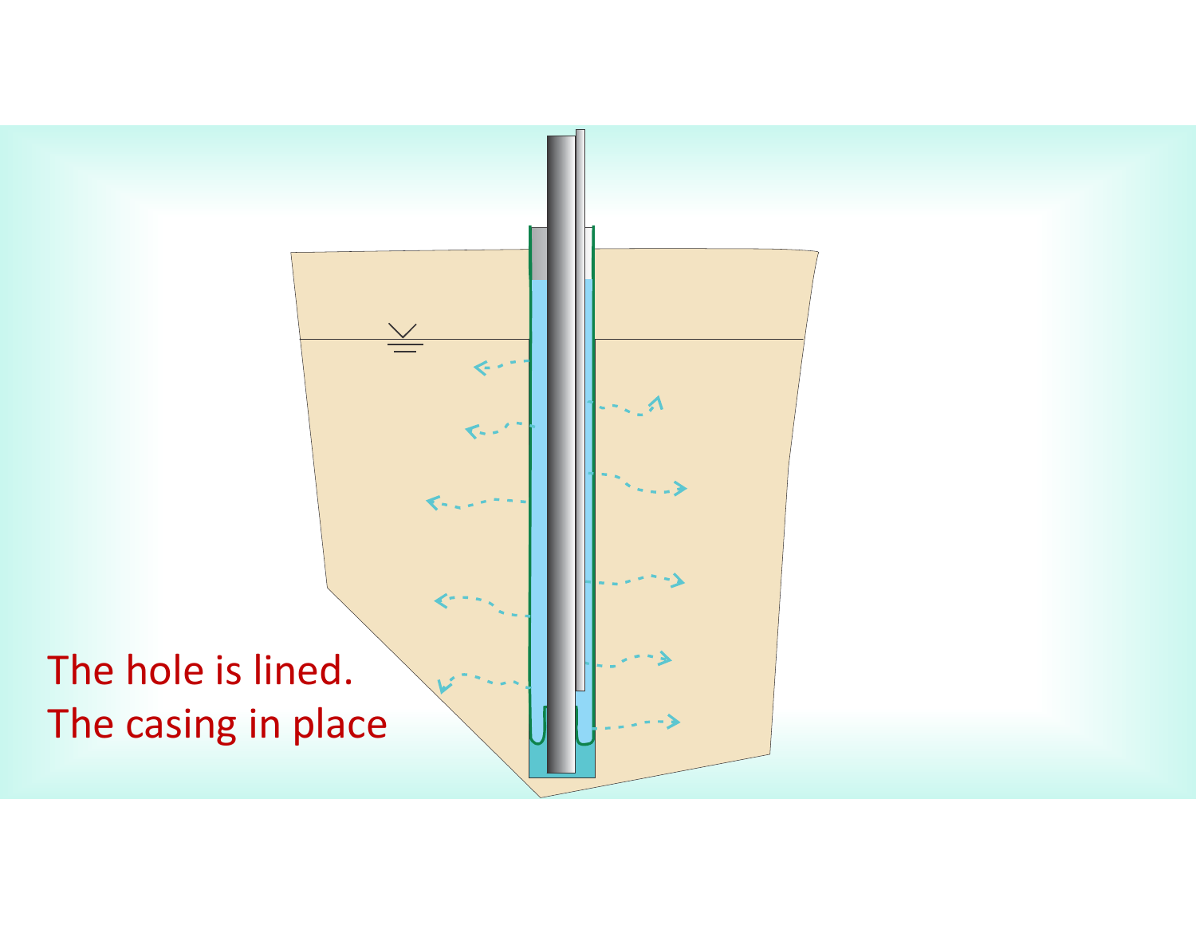The hole is lined.
The casing in place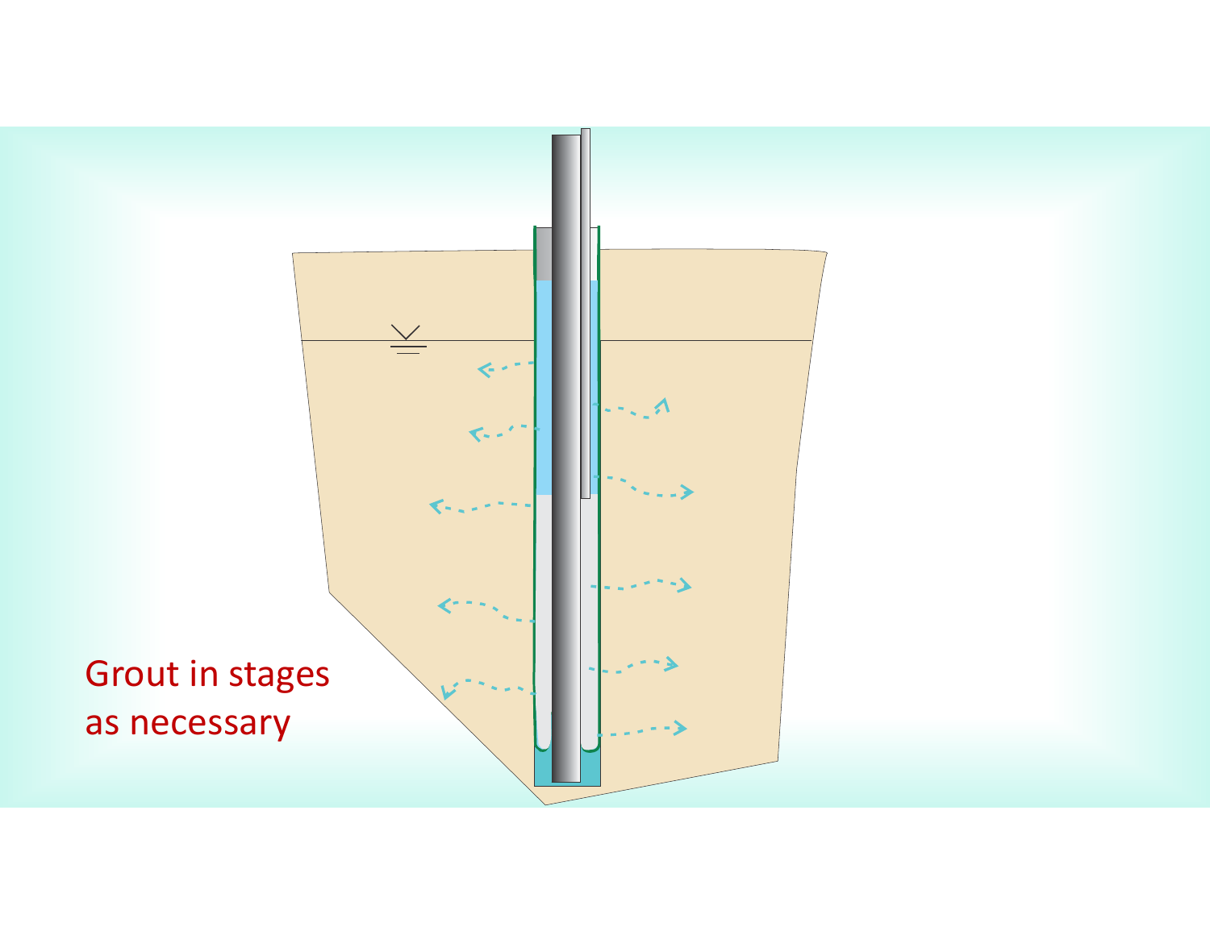Grout in stages as necessary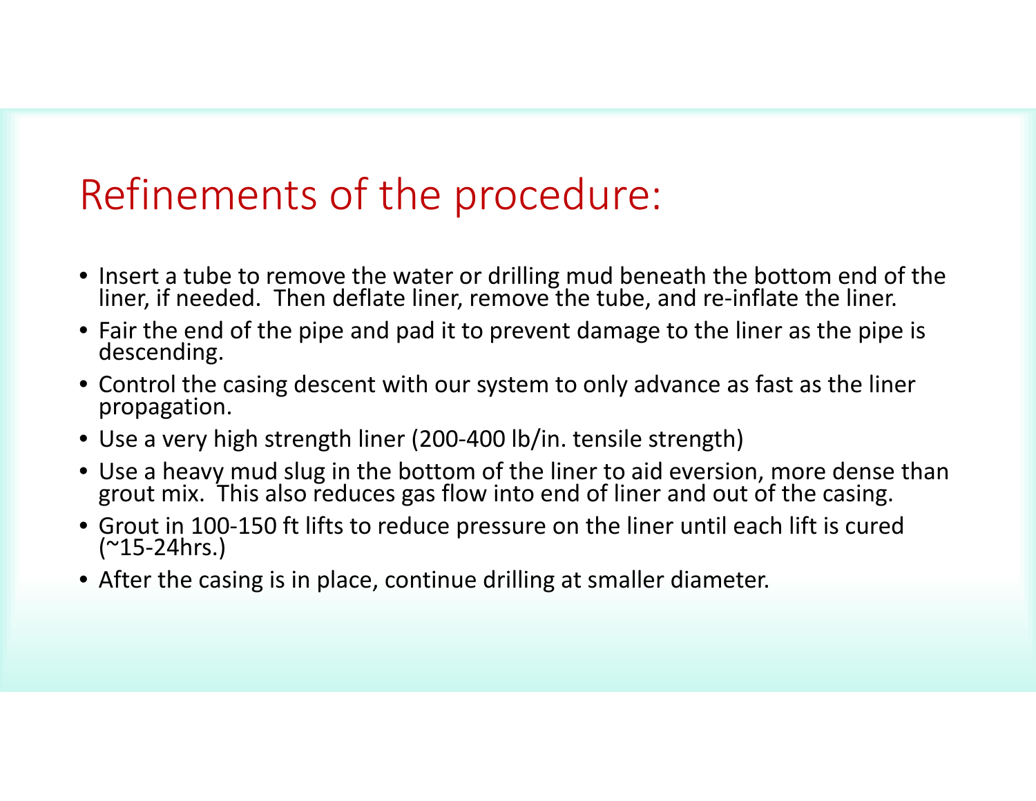# Refinements of the procedure:

- Insert a tube to remove the water or drilling mud beneath the bottom end of the liner, if needed. Then deflate liner, remove the tube, and re-inflate the liner.
- Fair the end of the pipe and pad it to prevent damage to the liner as the pipe is descending.
- Control the casing descent with our system to only advance as fast as the liner propagation.
- Use a very high strength liner (200-400 lb/in. tensile strength)
- Use a heavy mud slug in the bottom of the liner to aid eversion, more dense than grout mix. This also reduces gas flow into end of liner and out of the casing.
- Grout in 100-150 ft lifts to reduce pressure on the liner until each lift is cured (~15-24hrs.)
- After the casing is in place, continue drilling at smaller diameter.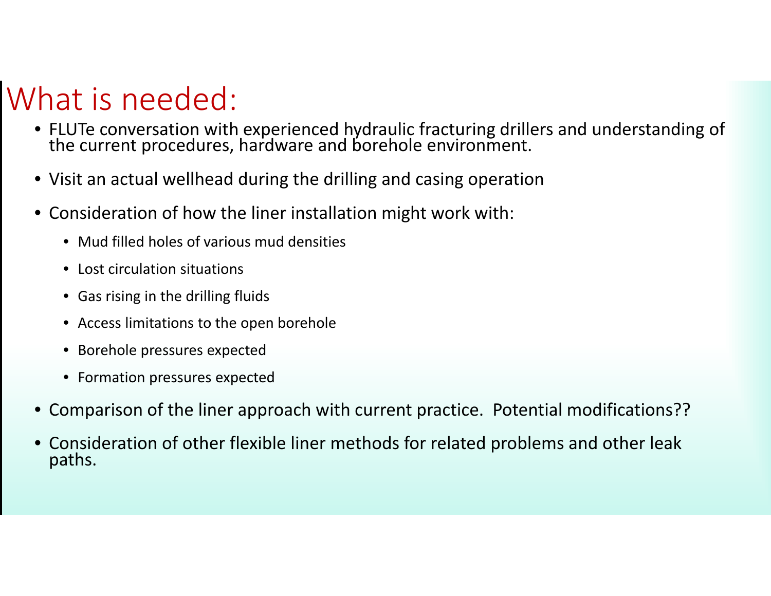# What is needed:

- FLUTe conversation with experienced hydraulic fracturing drillers and understanding of the current procedures, hardware and borehole environment.
- Visit an actual wellhead during the drilling and casing operation
- Consideration of how the liner installation might work with:
  - Mud filled holes of various mud densities
  - Lost circulation situations
  - Gas rising in the drilling fluids
  - Access limitations to the open borehole
  - Borehole pressures expected
  - Formation pressures expected
- Comparison of the liner approach with current practice. Potential modifications??
- Consideration of other flexible liner methods for related problems and other leak paths.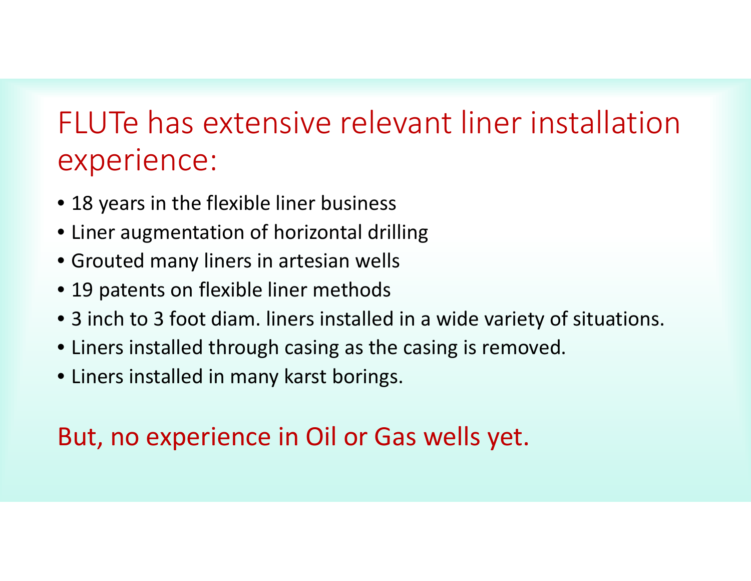# FLUTe has extensive relevant liner installation experience:

- 18 years in the flexible liner business
- Liner augmentation of horizontal drilling
- Grouted many liners in artesian wells
- 19 patents on flexible liner methods
- 3 inch to 3 foot diam. liners installed in a wide variety of situations.
- Liners installed through casing as the casing is removed.
- Liners installed in many karst borings.

But, no experience in Oil or Gas wells yet.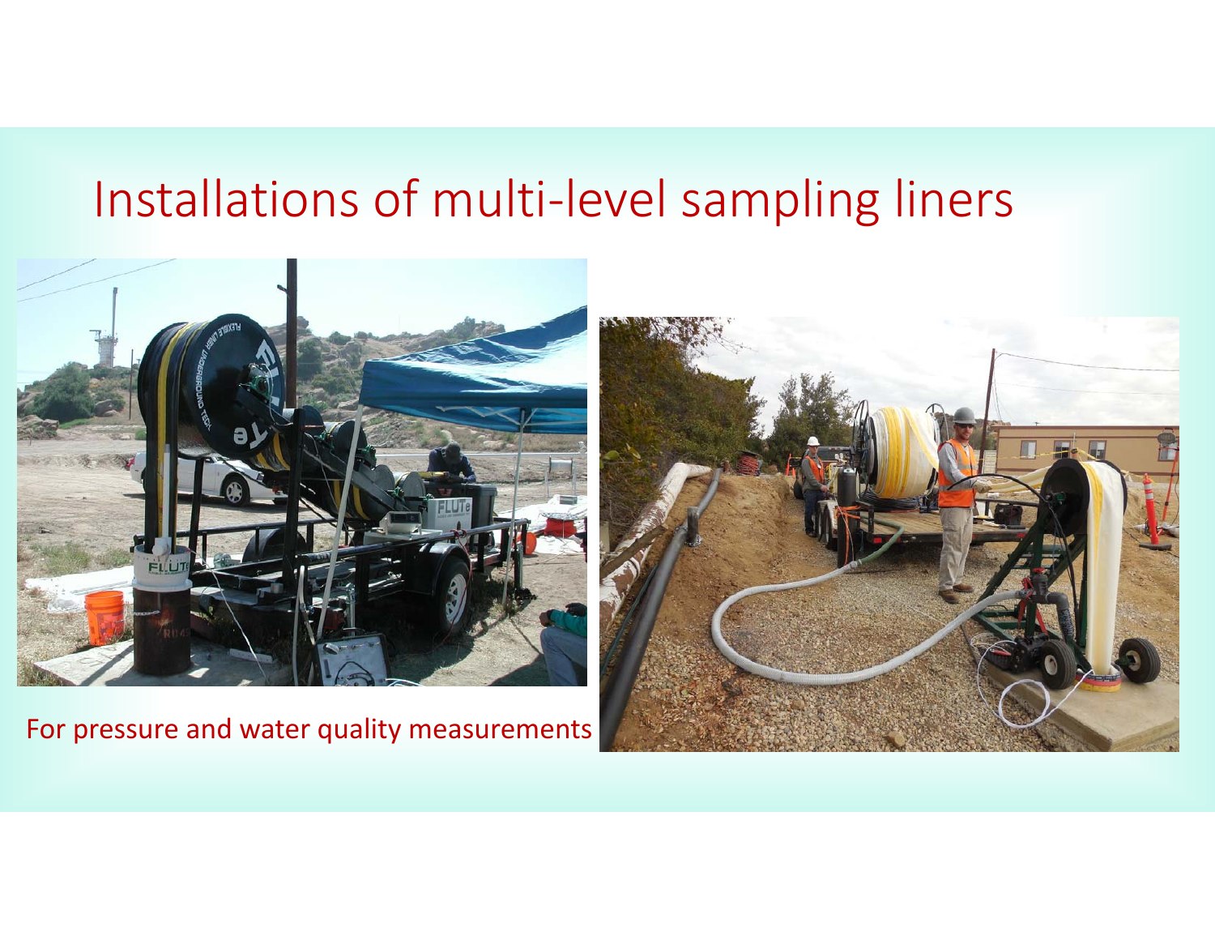# Installations of multi-level sampling liners

For pressure and water quality measurements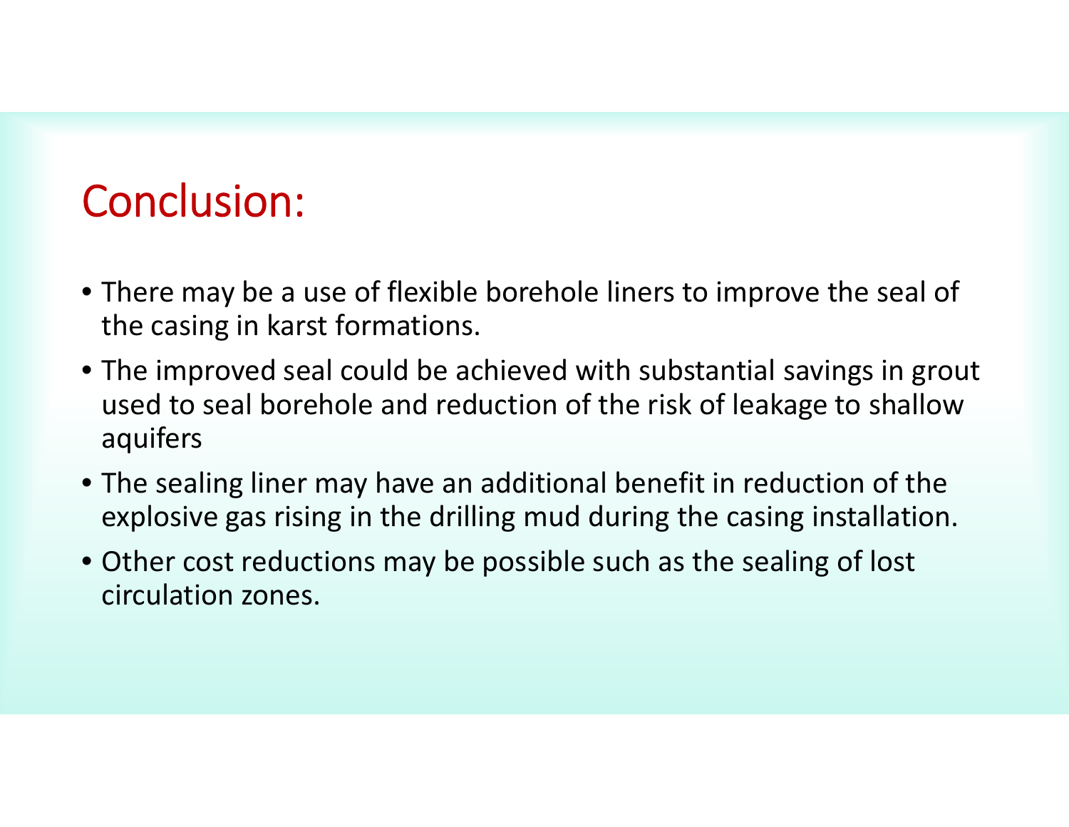# Conclusion:

- There may be a use of flexible borehole liners to improve the seal of the casing in karst formations.
- The improved seal could be achieved with substantial savings in grout used to seal borehole and reduction of the risk of leakage to shallow aquifers
- The sealing liner may have an additional benefit in reduction of the explosive gas rising in the drilling mud during the casing installation.
- Other cost reductions may be possible such as the sealing of lost circulation zones.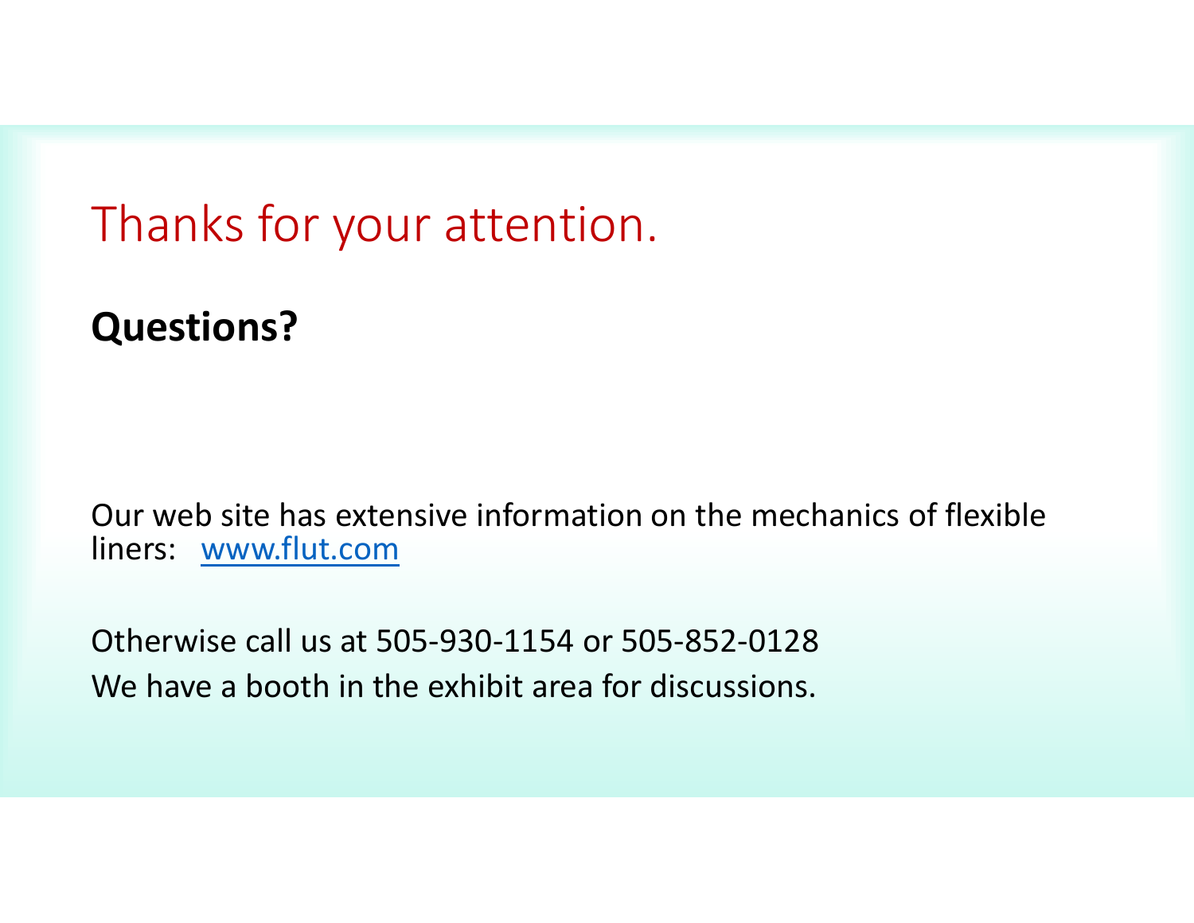# Thanks for your attention.

**Questions?**

Our web site has extensive information on the mechanics of flexible liners: www.flut.com

Otherwise call us at 505-930-1154 or 505-852-0128

We have a booth in the exhibit area for discussions.